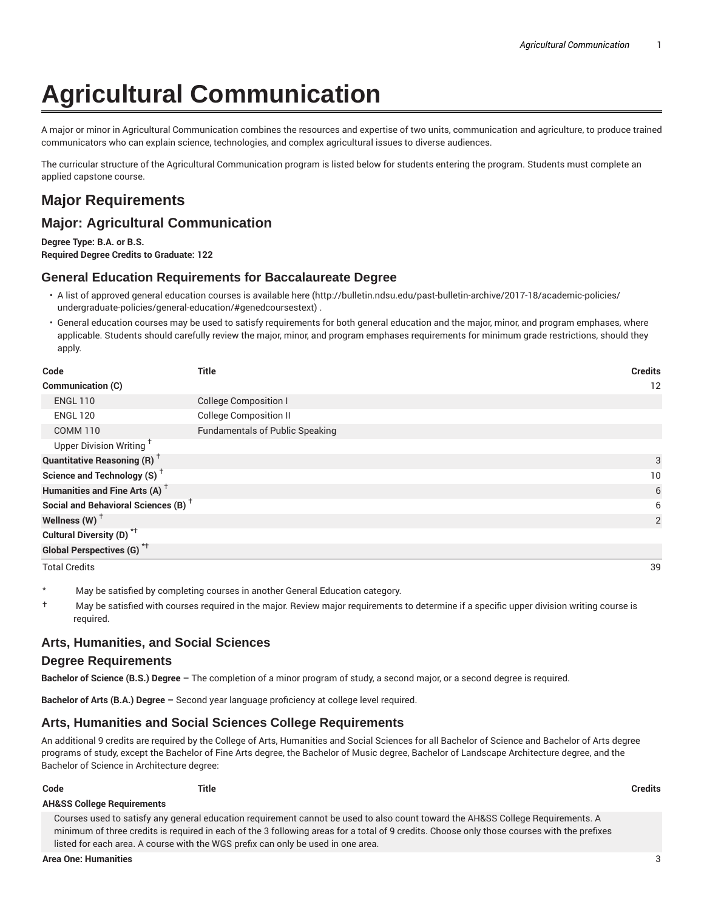# Agricultural Communication

A major or minor in Agricultural Communication combines the resources and expertise of two units, communication and agriculture, to produce trained communicators who can explain science, technologies, and complex agricultural issues to diverse audiences.

The curricular structure of the Agricultural Communication program is listed below for students entering the program. Students must complete an applied capstone course.

## Major Requirements

## Major: Agricultural Communication

**Degree Type: B.A. or B.S.**
**Required Degree Credits to Graduate: 122**

### General Education Requirements for Baccalaureate Degree

- A list of approved general education courses is available here (http://bulletin.ndsu.edu/past-bulletin-archive/2017-18/academic-policies/undergraduate-policies/general-education/#genedcoursestext) .
- General education courses may be used to satisfy requirements for both general education and the major, minor, and program emphases, where applicable. Students should carefully review the major, minor, and program emphases requirements for minimum grade restrictions, should they apply.

| Code | Title | Credits |
|---|---|---|
| **Communication (C)** | | 12 |
| ENGL 110 | College Composition I | |
| ENGL 120 | College Composition II | |
| COMM 110 | Fundamentals of Public Speaking | |
| Upper Division Writing † | | |
| **Quantitative Reasoning (R) †** | | 3 |
| **Science and Technology (S) †** | | 10 |
| **Humanities and Fine Arts (A) †** | | 6 |
| **Social and Behavioral Sciences (B) †** | | 6 |
| **Wellness (W) †** | | 2 |
| **Cultural Diversity (D) *†** | | |
| **Global Perspectives (G) *†** | | |
| Total Credits | | 39 |

\* May be satisfied by completing courses in another General Education category.

† May be satisfied with courses required in the major. Review major requirements to determine if a specific upper division writing course is required.

### Arts, Humanities, and Social Sciences

### Degree Requirements

**Bachelor of Science (B.S.) Degree –** The completion of a minor program of study, a second major, or a second degree is required.

**Bachelor of Arts (B.A.) Degree –** Second year language proficiency at college level required.

### Arts, Humanities and Social Sciences College Requirements

An additional 9 credits are required by the College of Arts, Humanities and Social Sciences for all Bachelor of Science and Bachelor of Arts degree programs of study, except the Bachelor of Fine Arts degree, the Bachelor of Music degree, Bachelor of Landscape Architecture degree, and the Bachelor of Science in Architecture degree:

| Code | Title | Credits |
|---|---|---|
| **AH&SS College Requirements** | | |
| Courses used to satisfy any general education requirement cannot be used to also count toward the AH&SS College Requirements. A minimum of three credits is required in each of the 3 following areas for a total of 9 credits. Choose only those courses with the prefixes listed for each area. A course with the WGS prefix can only be used in one area. | | |
| **Area One: Humanities** | | 3 |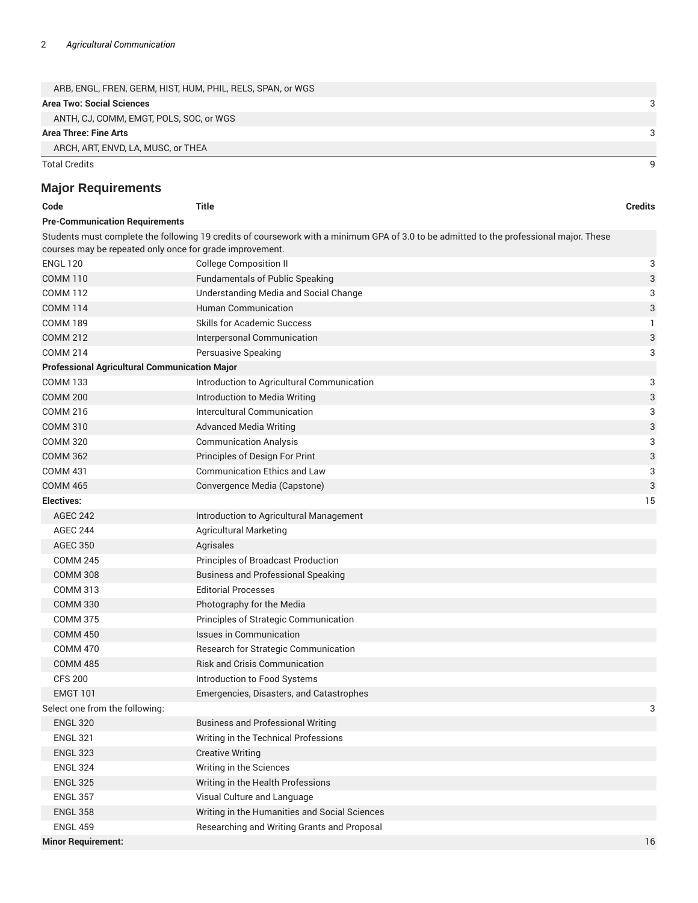| | | |
|---|---|---|
| ARB, ENGL, FREN, GERM, HIST, HUM, PHIL, RELS, SPAN, or WGS | | |
| **Area Two: Social Sciences** | | 3 |
| ANTH, CJ, COMM, EMGT, POLS, SOC, or WGS | | |
| **Area Three: Fine Arts** | | 3 |
| ARCH, ART, ENVD, LA, MUSC, or THEA | | |
| Total Credits | | 9 |

## Major Requirements

| Code | Title | Credits |
|---|---|---|
| **Pre-Communication Requirements** | | |
| Students must complete the following 19 credits of coursework with a minimum GPA of 3.0 to be admitted to the professional major. These courses may be repeated only once for grade improvement. | | |
| ENGL 120 | College Composition II | 3 |
| COMM 110 | Fundamentals of Public Speaking | 3 |
| COMM 112 | Understanding Media and Social Change | 3 |
| COMM 114 | Human Communication | 3 |
| COMM 189 | Skills for Academic Success | 1 |
| COMM 212 | Interpersonal Communication | 3 |
| COMM 214 | Persuasive Speaking | 3 |
| **Professional Agricultural Communication Major** | | |
| COMM 133 | Introduction to Agricultural Communication | 3 |
| COMM 200 | Introduction to Media Writing | 3 |
| COMM 216 | Intercultural Communication | 3 |
| COMM 310 | Advanced Media Writing | 3 |
| COMM 320 | Communication Analysis | 3 |
| COMM 362 | Principles of Design For Print | 3 |
| COMM 431 | Communication Ethics and Law | 3 |
| COMM 465 | Convergence Media (Capstone) | 3 |
| **Electives:** | | 15 |
| AGEC 242 | Introduction to Agricultural Management | |
| AGEC 244 | Agricultural Marketing | |
| AGEC 350 | Agrisales | |
| COMM 245 | Principles of Broadcast Production | |
| COMM 308 | Business and Professional Speaking | |
| COMM 313 | Editorial Processes | |
| COMM 330 | Photography for the Media | |
| COMM 375 | Principles of Strategic Communication | |
| COMM 450 | Issues in Communication | |
| COMM 470 | Research for Strategic Communication | |
| COMM 485 | Risk and Crisis Communication | |
| CFS 200 | Introduction to Food Systems | |
| EMGT 101 | Emergencies, Disasters, and Catastrophes | |
| Select one from the following: | | 3 |
| ENGL 320 | Business and Professional Writing | |
| ENGL 321 | Writing in the Technical Professions | |
| ENGL 323 | Creative Writing | |
| ENGL 324 | Writing in the Sciences | |
| ENGL 325 | Writing in the Health Professions | |
| ENGL 357 | Visual Culture and Language | |
| ENGL 358 | Writing in the Humanities and Social Sciences | |
| ENGL 459 | Researching and Writing Grants and Proposal | |
| **Minor Requirement:** | | 16 |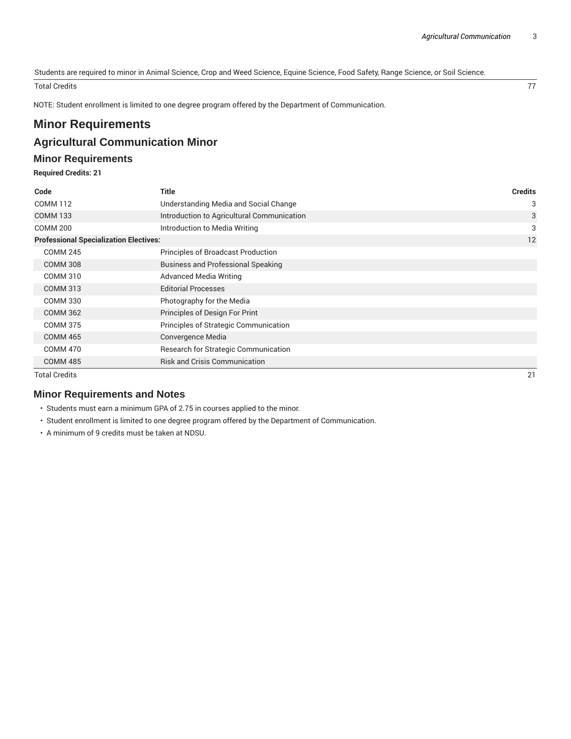| | |
|---|---|
| Students are required to minor in Animal Science, Crop and Weed Science, Equine Science, Food Safety, Range Science, or Soil Science. | |
| Total Credits | 77 |

NOTE: Student enrollment is limited to one degree program offered by the Department of Communication.

# Minor Requirements

## Agricultural Communication Minor

### Minor Requirements

**Required Credits: 21**

| Code | Title | Credits |
|---|---|---|
| COMM 112 | Understanding Media and Social Change | 3 |
| COMM 133 | Introduction to Agricultural Communication | 3 |
| COMM 200 | Introduction to Media Writing | 3 |
| **Professional Specialization Electives:** | | 12 |
| COMM 245 | Principles of Broadcast Production | |
| COMM 308 | Business and Professional Speaking | |
| COMM 310 | Advanced Media Writing | |
| COMM 313 | Editorial Processes | |
| COMM 330 | Photography for the Media | |
| COMM 362 | Principles of Design For Print | |
| COMM 375 | Principles of Strategic Communication | |
| COMM 465 | Convergence Media | |
| COMM 470 | Research for Strategic Communication | |
| COMM 485 | Risk and Crisis Communication | |
| Total Credits | | 21 |

### Minor Requirements and Notes

- Students must earn a minimum GPA of 2.75 in courses applied to the minor.
- Student enrollment is limited to one degree program offered by the Department of Communication.
- A minimum of 9 credits must be taken at NDSU.